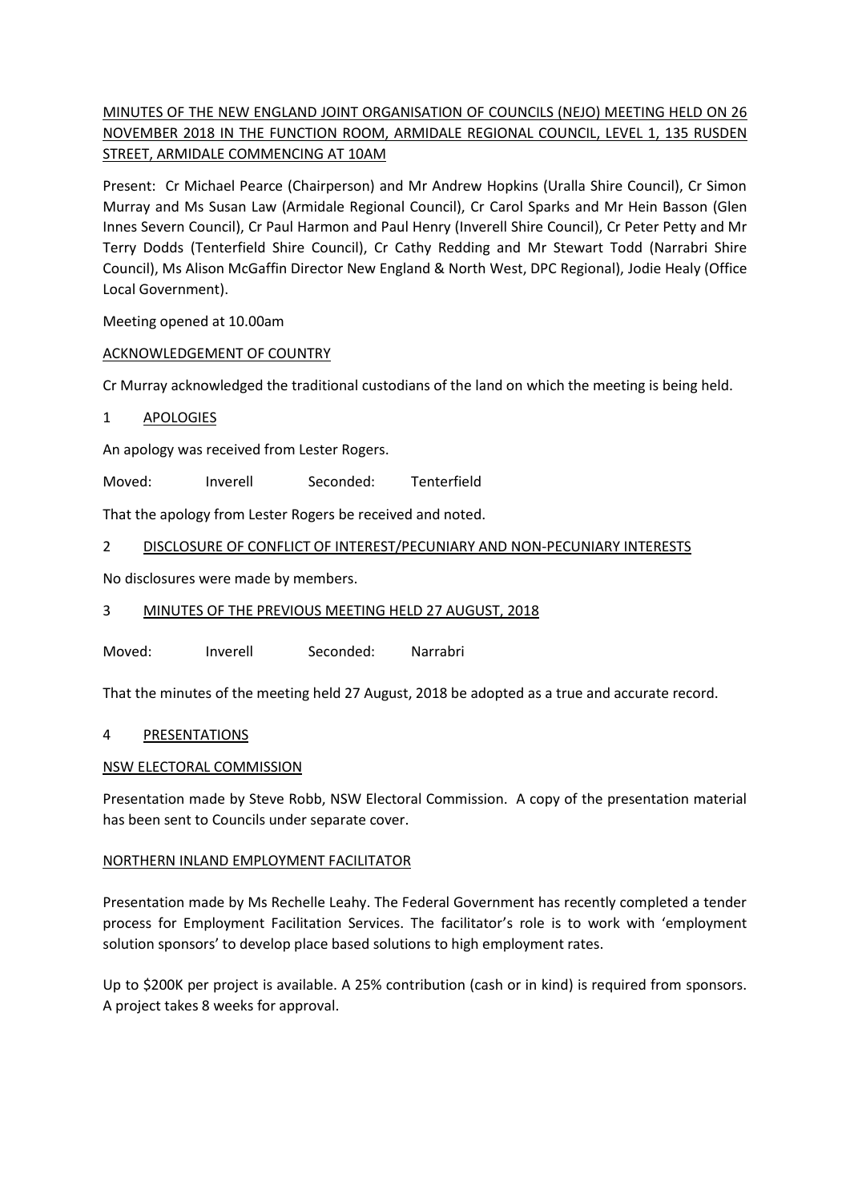MINUTES OF THE NEW ENGLAND JOINT ORGANISATION OF COUNCILS (NEJO) MEETING HELD ON 26 NOVEMBER 2018 IN THE FUNCTION ROOM, ARMIDALE REGIONAL COUNCIL, LEVEL 1, 135 RUSDEN STREET, ARMIDALE COMMENCING AT 10AM

Present: Cr Michael Pearce (Chairperson) and Mr Andrew Hopkins (Uralla Shire Council), Cr Simon Murray and Ms Susan Law (Armidale Regional Council), Cr Carol Sparks and Mr Hein Basson (Glen Innes Severn Council), Cr Paul Harmon and Paul Henry (Inverell Shire Council), Cr Peter Petty and Mr Terry Dodds (Tenterfield Shire Council), Cr Cathy Redding and Mr Stewart Todd (Narrabri Shire Council), Ms Alison McGaffin Director New England & North West, DPC Regional), Jodie Healy (Office Local Government).

Meeting opened at 10.00am

ACKNOWLEDGEMENT OF COUNTRY

Cr Murray acknowledged the traditional custodians of the land on which the meeting is being held.

1 APOLOGIES

An apology was received from Lester Rogers.

Moved: Inverell Seconded: Tenterfield

That the apology from Lester Rogers be received and noted.

2 DISCLOSURE OF CONFLICT OF INTEREST/PECUNIARY AND NON-PECUNIARY INTERESTS

No disclosures were made by members.

3 MINUTES OF THE PREVIOUS MEETING HELD 27 AUGUST, 2018

Moved: Inverell Seconded: Narrabri

That the minutes of the meeting held 27 August, 2018 be adopted as a true and accurate record.

4 PRESENTATIONS

NSW ELECTORAL COMMISSION

Presentation made by Steve Robb, NSW Electoral Commission. A copy of the presentation material has been sent to Councils under separate cover.

NORTHERN INLAND EMPLOYMENT FACILITATOR

Presentation made by Ms Rechelle Leahy. The Federal Government has recently completed a tender process for Employment Facilitation Services. The facilitator's role is to work with 'employment solution sponsors' to develop place based solutions to high employment rates.

Up to $200K per project is available. A 25% contribution (cash or in kind) is required from sponsors. A project takes 8 weeks for approval.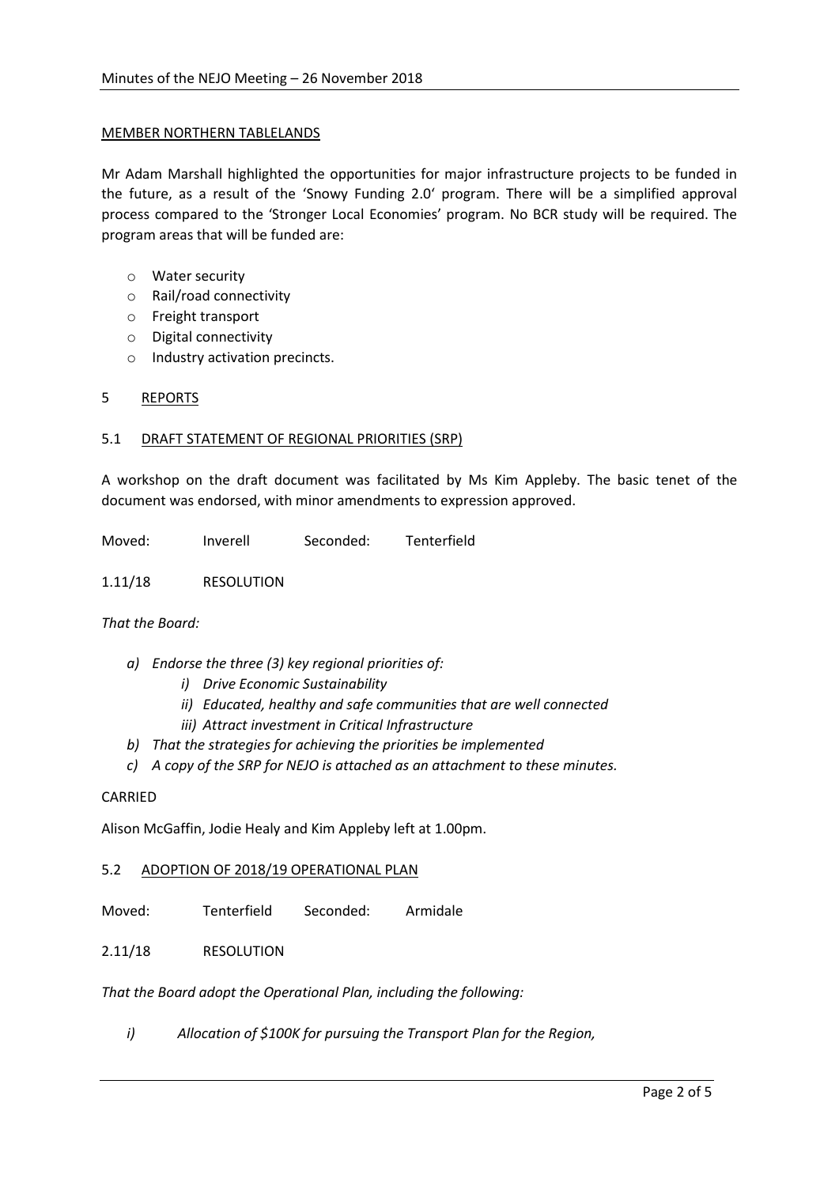MEMBER NORTHERN TABLELANDS

Mr Adam Marshall highlighted the opportunities for major infrastructure projects to be funded in the future, as a result of the 'Snowy Funding 2.0' program. There will be a simplified approval process compared to the 'Stronger Local Economies' program. No BCR study will be required. The program areas that will be funded are:

- Water security
- Rail/road connectivity
- Freight transport
- Digital connectivity
- Industry activation precincts.

## 5 REPORTS

### 5.1 DRAFT STATEMENT OF REGIONAL PRIORITIES (SRP)

A workshop on the draft document was facilitated by Ms Kim Appleby. The basic tenet of the document was endorsed, with minor amendments to expression approved.

Moved: Inverell Seconded: Tenterfield

1.11/18 RESOLUTION

*That the Board:*

- *a) Endorse the three (3) key regional priorities of:*
    - *i) Drive Economic Sustainability*
    - *ii) Educated, healthy and safe communities that are well connected*
    - *iii) Attract investment in Critical Infrastructure*
- *b) That the strategies for achieving the priorities be implemented*
- *c) A copy of the SRP for NEJO is attached as an attachment to these minutes.*

CARRIED

Alison McGaffin, Jodie Healy and Kim Appleby left at 1.00pm.

### 5.2 ADOPTION OF 2018/19 OPERATIONAL PLAN

Moved: Tenterfield Seconded: Armidale

2.11/18 RESOLUTION

*That the Board adopt the Operational Plan, including the following:*

- *i) Allocation of $100K for pursuing the Transport Plan for the Region,*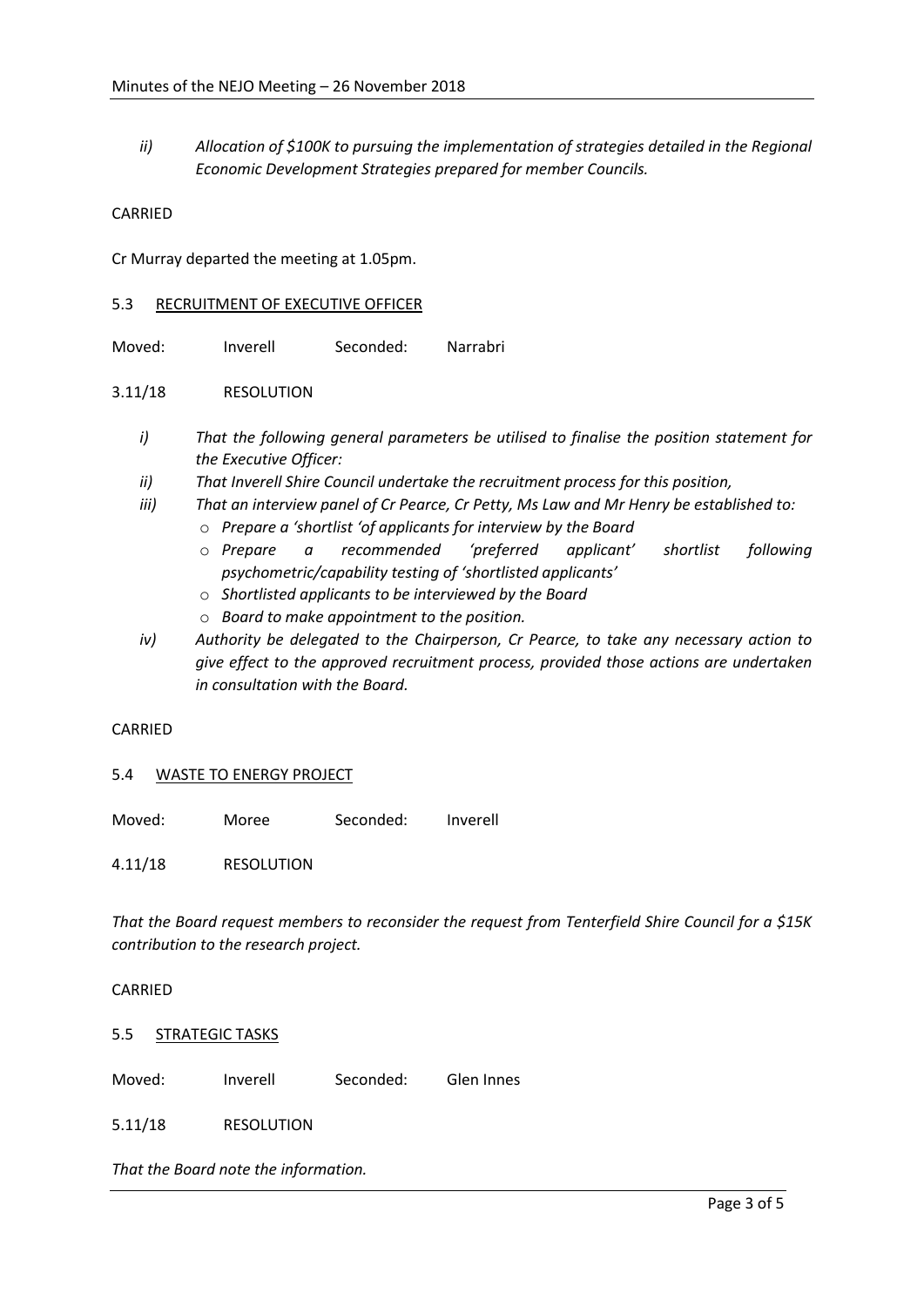*ii) Allocation of $100K to pursuing the implementation of strategies detailed in the Regional Economic Development Strategies prepared for member Councils.*

CARRIED

Cr Murray departed the meeting at 1.05pm.

5.3 RECRUITMENT OF EXECUTIVE OFFICER

Moved: Inverell Seconded: Narrabri

3.11/18 RESOLUTION

*i) That the following general parameters be utilised to finalise the position statement for the Executive Officer:*

*ii) That Inverell Shire Council undertake the recruitment process for this position,*

*iii) That an interview panel of Cr Pearce, Cr Petty, Ms Law and Mr Henry be established to:*

- *Prepare a 'shortlist 'of applicants for interview by the Board*
- *Prepare a recommended 'preferred applicant' shortlist following psychometric/capability testing of 'shortlisted applicants'*
- *Shortlisted applicants to be interviewed by the Board*
- *Board to make appointment to the position.*

*iv) Authority be delegated to the Chairperson, Cr Pearce, to take any necessary action to give effect to the approved recruitment process, provided those actions are undertaken in consultation with the Board.*

CARRIED

5.4 WASTE TO ENERGY PROJECT

Moved: Moree Seconded: Inverell

4.11/18 RESOLUTION

*That the Board request members to reconsider the request from Tenterfield Shire Council for a $15K contribution to the research project.*

CARRIED

5.5 STRATEGIC TASKS

Moved: Inverell Seconded: Glen Innes

5.11/18 RESOLUTION

*That the Board note the information.*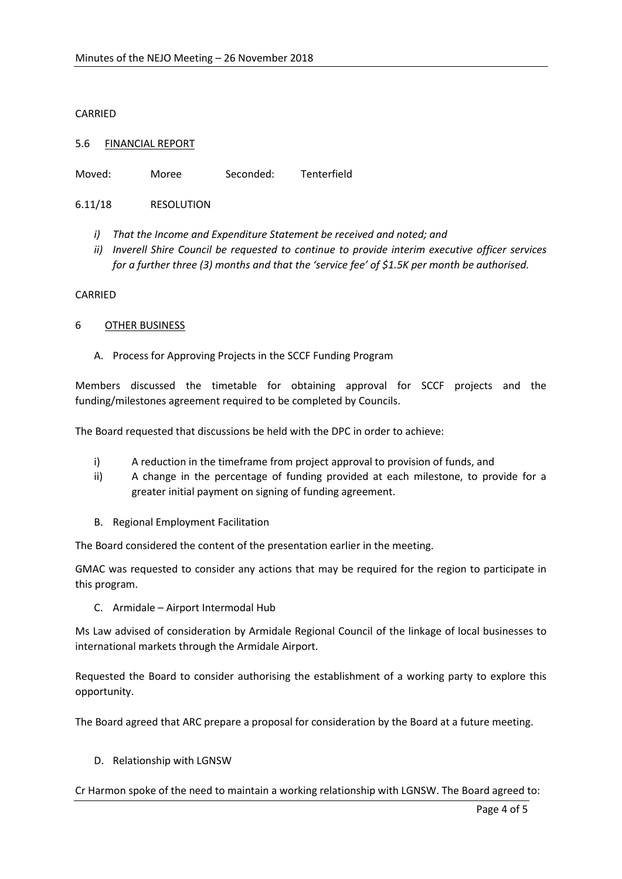CARRIED

5.6 FINANCIAL REPORT

Moved: Moree Seconded: Tenterfield

6.11/18 RESOLUTION

*i) That the Income and Expenditure Statement be received and noted; and*

*ii) Inverell Shire Council be requested to continue to provide interim executive officer services for a further three (3) months and that the 'service fee' of $1.5K per month be authorised.*

CARRIED

6 OTHER BUSINESS

A. Process for Approving Projects in the SCCF Funding Program

Members discussed the timetable for obtaining approval for SCCF projects and the funding/milestones agreement required to be completed by Councils.

The Board requested that discussions be held with the DPC in order to achieve:

i) A reduction in the timeframe from project approval to provision of funds, and

ii) A change in the percentage of funding provided at each milestone, to provide for a greater initial payment on signing of funding agreement.

B. Regional Employment Facilitation

The Board considered the content of the presentation earlier in the meeting.

GMAC was requested to consider any actions that may be required for the region to participate in this program.

C. Armidale – Airport Intermodal Hub

Ms Law advised of consideration by Armidale Regional Council of the linkage of local businesses to international markets through the Armidale Airport.

Requested the Board to consider authorising the establishment of a working party to explore this opportunity.

The Board agreed that ARC prepare a proposal for consideration by the Board at a future meeting.

D. Relationship with LGNSW

Cr Harmon spoke of the need to maintain a working relationship with LGNSW. The Board agreed to: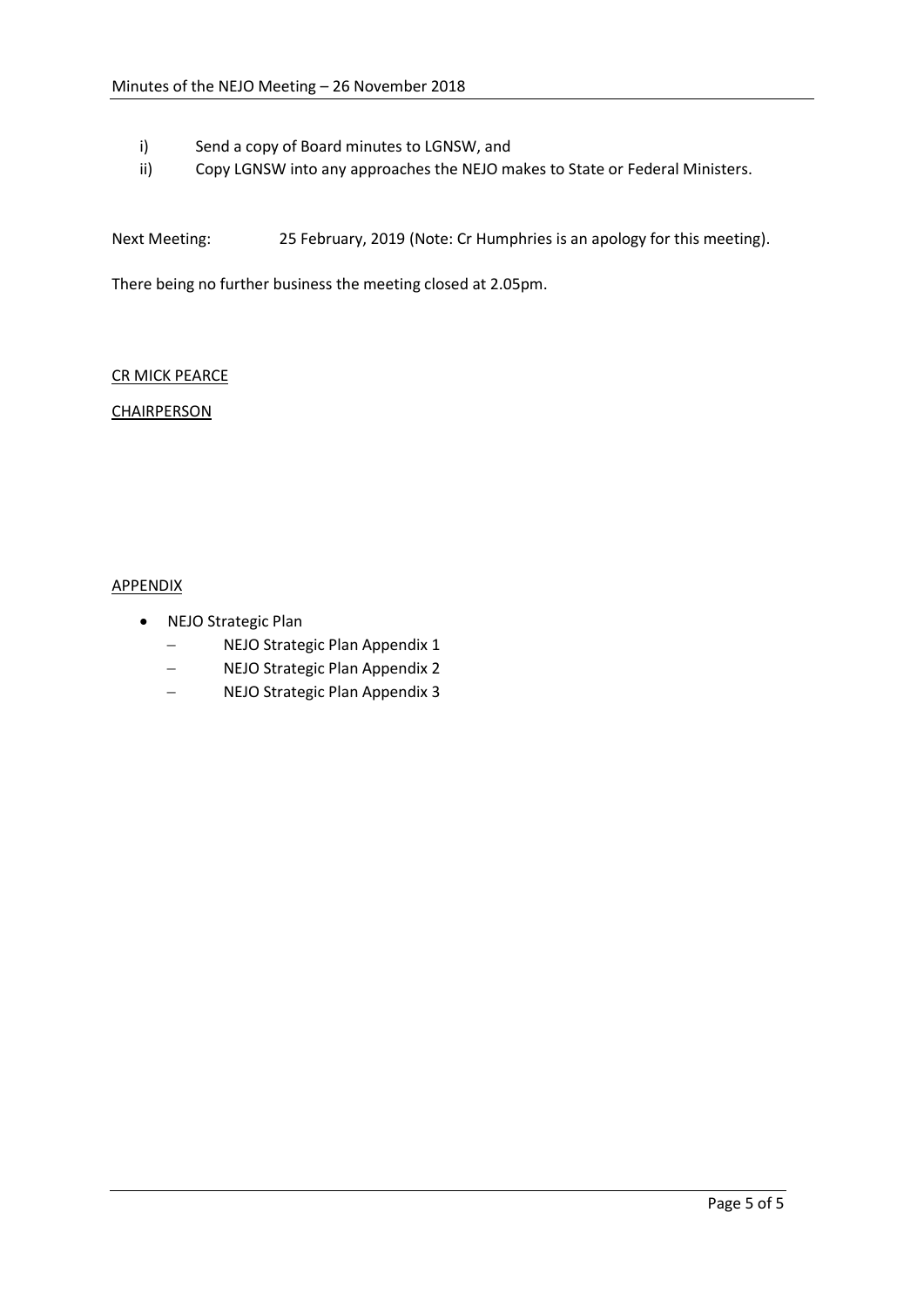i) Send a copy of Board minutes to LGNSW, and
ii) Copy LGNSW into any approaches the NEJO makes to State or Federal Ministers.

Next Meeting: 25 February, 2019 (Note: Cr Humphries is an apology for this meeting).

There being no further business the meeting closed at 2.05pm.

<u>CR MICK PEARCE</u>

<u>CHAIRPERSON</u>

<u>APPENDIX</u>

- NEJO Strategic Plan
  - NEJO Strategic Plan Appendix 1
  - NEJO Strategic Plan Appendix 2
  - NEJO Strategic Plan Appendix 3